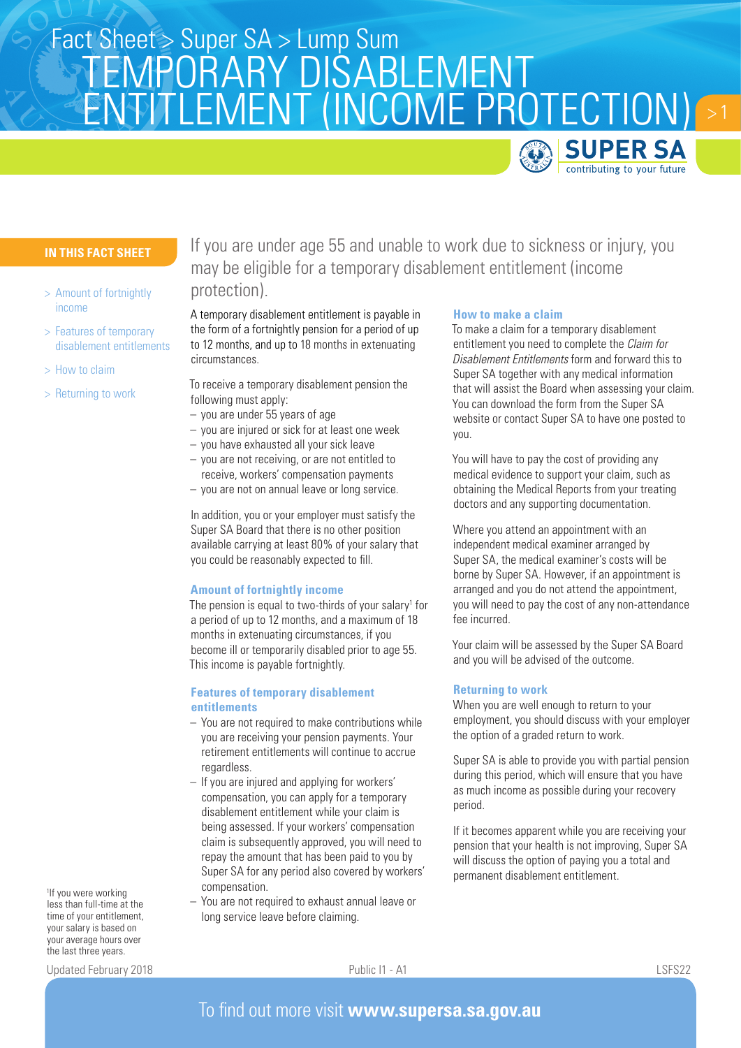Fact Sheet > Super SA > Lump Sum

# TEMPORARY DISABLEMENT ENTITLEMENT (INCOME PROTECTION)

**IN THIS FACT SHEET**

- > Amount of fortnightly income
- > Features of temporary disablement entitlements
- > How to claim
- > Returning to work

If you are under age 55 and unable to work due to sickness or injury, you may be eligible for a temporary disablement entitlement (income protection).

A temporary disablement entitlement is payable in the form of a fortnightly pension for a period of up to 12 months, and up to 18 months in extenuating circumstances.

To receive a temporary disablement pension the following must apply:

- you are under 55 years of age
- you are injured or sick for at least one week
- you have exhausted all your sick leave
- you are not receiving, or are not entitled to receive, workers' compensation payments
- you are not on annual leave or long service.

In addition, you or your employer must satisfy the Super SA Board that there is no other position available carrying at least 80% of your salary that you could be reasonably expected to fill.

## Amount of fortnightly income

The pension is equal to two-thirds of your salary[1] for a period of up to 12 months, and a maximum of 18 months in extenuating circumstances, if you become ill or temporarily disabled prior to age 55. This income is payable fortnightly.

## Features of temporary disablement entitlements

- You are not required to make contributions while you are receiving your pension payments. Your retirement entitlements will continue to accrue regardless.
- If you are injured and applying for workers' compensation, you can apply for a temporary disablement entitlement while your claim is being assessed. If your workers' compensation claim is subsequently approved, you will need to repay the amount that has been paid to you by Super SA for any period also covered by workers' compensation.
- You are not required to exhaust annual leave or long service leave before claiming.

## How to make a claim

To make a claim for a temporary disablement entitlement you need to complete the *Claim for Disablement Entitlements* form and forward this to Super SA together with any medical information that will assist the Board when assessing your claim. You can download the form from the Super SA website or contact Super SA to have one posted to you.

You will have to pay the cost of providing any medical evidence to support your claim, such as obtaining the Medical Reports from your treating doctors and any supporting documentation.

Where you attend an appointment with an independent medical examiner arranged by Super SA, the medical examiner's costs will be borne by Super SA. However, if an appointment is arranged and you do not attend the appointment, you will need to pay the cost of any non-attendance fee incurred.

Your claim will be assessed by the Super SA Board and you will be advised of the outcome.

## Returning to work

When you are well enough to return to your employment, you should discuss with your employer the option of a graded return to work.

Super SA is able to provide you with partial pension during this period, which will ensure that you have as much income as possible during your recovery period.

If it becomes apparent while you are receiving your pension that your health is not improving, Super SA will discuss the option of paying you a total and permanent disablement entitlement.

[1] If you were working less than full-time at the time of your entitlement, your salary is based on your average hours over the last three years.

Updated February 2018

Public I1 - A1

LSFS22

To find out more visit **www.supersa.sa.gov.au**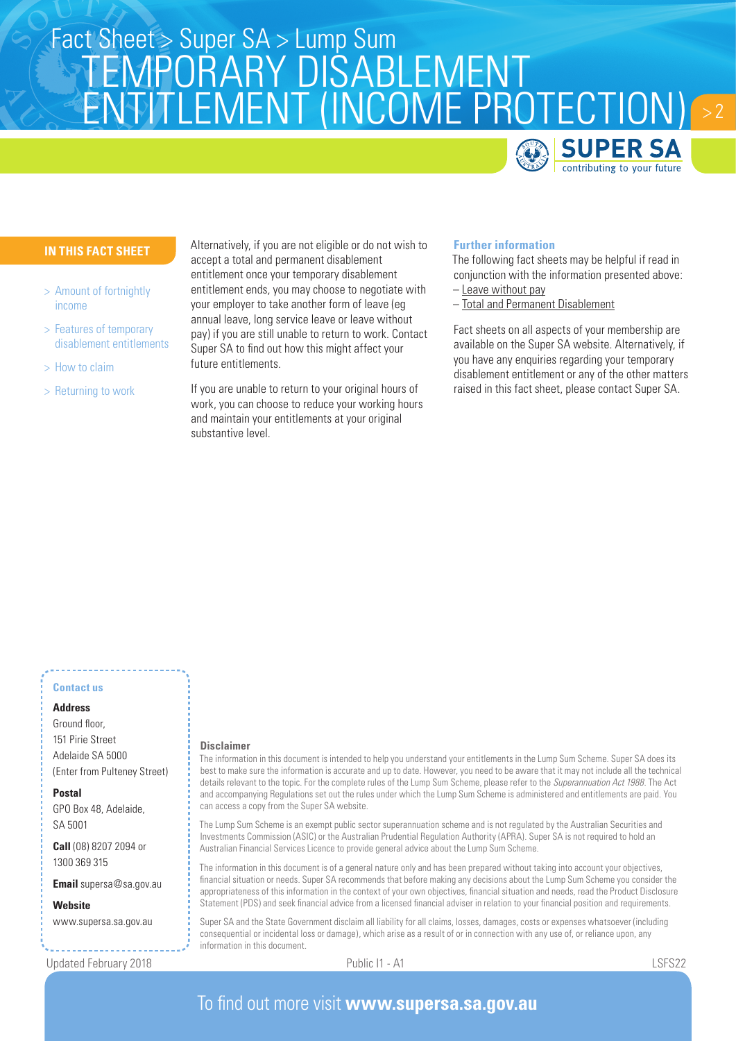# Fact Sheet > Super SA > Lump Sum
# TEMPORARY DISABLEMENT ENTITLEMENT (INCOME PROTECTION)

**IN THIS FACT SHEET**

- > Amount of fortnightly income
- > Features of temporary disablement entitlements
- > How to claim
- > Returning to work

Alternatively, if you are not eligible or do not wish to accept a total and permanent disablement entitlement once your temporary disablement entitlement ends, you may choose to negotiate with your employer to take another form of leave (eg annual leave, long service leave or leave without pay) if you are still unable to return to work. Contact Super SA to find out how this might affect your future entitlements.

If you are unable to return to your original hours of work, you can choose to reduce your working hours and maintain your entitlements at your original substantive level.

### Further information

The following fact sheets may be helpful if read in conjunction with the information presented above:

- Leave without pay
- Total and Permanent Disablement

Fact sheets on all aspects of your membership are available on the Super SA website. Alternatively, if you have any enquiries regarding your temporary disablement entitlement or any of the other matters raised in this fact sheet, please contact Super SA.

### Contact us

**Address**
Ground floor,
151 Pirie Street
Adelaide SA 5000
(Enter from Pulteney Street)

**Postal**
GPO Box 48, Adelaide,
SA 5001

**Call** (08) 8207 2094 or 1300 369 315

**Email** supersa@sa.gov.au

**Website**
www.supersa.sa.gov.au

### Disclaimer

The information in this document is intended to help you understand your entitlements in the Lump Sum Scheme. Super SA does its best to make sure the information is accurate and up to date. However, you need to be aware that it may not include all the technical details relevant to the topic. For the complete rules of the Lump Sum Scheme, please refer to the *Superannuation Act 1988*. The Act and accompanying Regulations set out the rules under which the Lump Sum Scheme is administered and entitlements are paid. You can access a copy from the Super SA website.

The Lump Sum Scheme is an exempt public sector superannuation scheme and is not regulated by the Australian Securities and Investments Commission (ASIC) or the Australian Prudential Regulation Authority (APRA). Super SA is not required to hold an Australian Financial Services Licence to provide general advice about the Lump Sum Scheme.

The information in this document is of a general nature only and has been prepared without taking into account your objectives, financial situation or needs. Super SA recommends that before making any decisions about the Lump Sum Scheme you consider the appropriateness of this information in the context of your own objectives, financial situation and needs, read the Product Disclosure Statement (PDS) and seek financial advice from a licensed financial adviser in relation to your financial position and requirements.

Super SA and the State Government disclaim all liability for all claims, losses, damages, costs or expenses whatsoever (including consequential or incidental loss or damage), which arise as a result of or in connection with any use of, or reliance upon, any information in this document.

Updated February 2018 | Public I1 - A1 | LSFS22

To find out more visit **www.supersa.sa.gov.au**